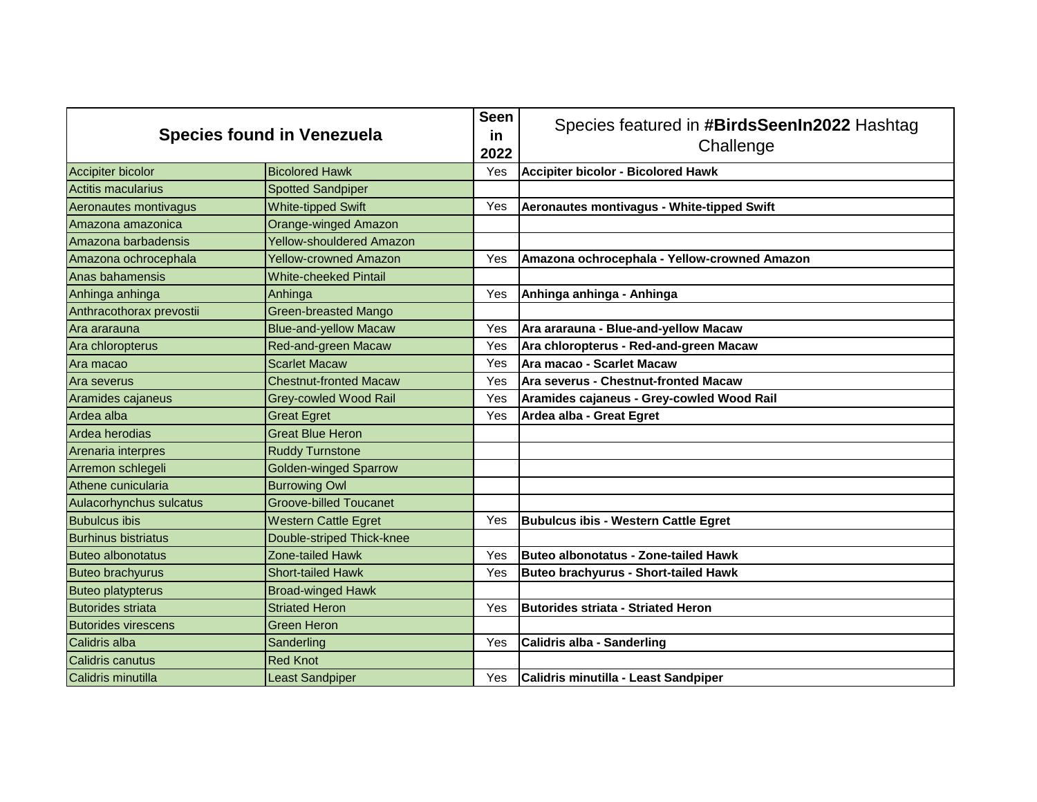| Species found in Venezuela | | Seen in 2022 | Species featured in **#BirdsSeenIn2022** Hashtag Challenge |
|---|---|---|---|
| Accipiter bicolor | Bicolored Hawk | Yes | **Accipiter bicolor - Bicolored Hawk** |
| Actitis macularius | Spotted Sandpiper | | |
| Aeronautes montivagus | White-tipped Swift | Yes | **Aeronautes montivagus - White-tipped Swift** |
| Amazona amazonica | Orange-winged Amazon | | |
| Amazona barbadensis | Yellow-shouldered Amazon | | |
| Amazona ochrocephala | Yellow-crowned Amazon | Yes | **Amazona ochrocephala - Yellow-crowned Amazon** |
| Anas bahamensis | White-cheeked Pintail | | |
| Anhinga anhinga | Anhinga | Yes | **Anhinga anhinga - Anhinga** |
| Anthracothorax prevostii | Green-breasted Mango | | |
| Ara ararauna | Blue-and-yellow Macaw | Yes | **Ara ararauna - Blue-and-yellow Macaw** |
| Ara chloropterus | Red-and-green Macaw | Yes | **Ara chloropterus - Red-and-green Macaw** |
| Ara macao | Scarlet Macaw | Yes | **Ara macao - Scarlet Macaw** |
| Ara severus | Chestnut-fronted Macaw | Yes | **Ara severus - Chestnut-fronted Macaw** |
| Aramides cajaneus | Grey-cowled Wood Rail | Yes | **Aramides cajaneus - Grey-cowled Wood Rail** |
| Ardea alba | Great Egret | Yes | **Ardea alba - Great Egret** |
| Ardea herodias | Great Blue Heron | | |
| Arenaria interpres | Ruddy Turnstone | | |
| Arremon schlegeli | Golden-winged Sparrow | | |
| Athene cunicularia | Burrowing Owl | | |
| Aulacorhynchus sulcatus | Groove-billed Toucanet | | |
| Bubulcus ibis | Western Cattle Egret | Yes | **Bubulcus ibis - Western Cattle Egret** |
| Burhinus bistriatus | Double-striped Thick-knee | | |
| Buteo albonotatus | Zone-tailed Hawk | Yes | **Buteo albonotatus - Zone-tailed Hawk** |
| Buteo brachyurus | Short-tailed Hawk | Yes | **Buteo brachyurus - Short-tailed Hawk** |
| Buteo platypterus | Broad-winged Hawk | | |
| Butorides striata | Striated Heron | Yes | **Butorides striata - Striated Heron** |
| Butorides virescens | Green Heron | | |
| Calidris alba | Sanderling | Yes | **Calidris alba - Sanderling** |
| Calidris canutus | Red Knot | | |
| Calidris minutilla | Least Sandpiper | Yes | **Calidris minutilla - Least Sandpiper** |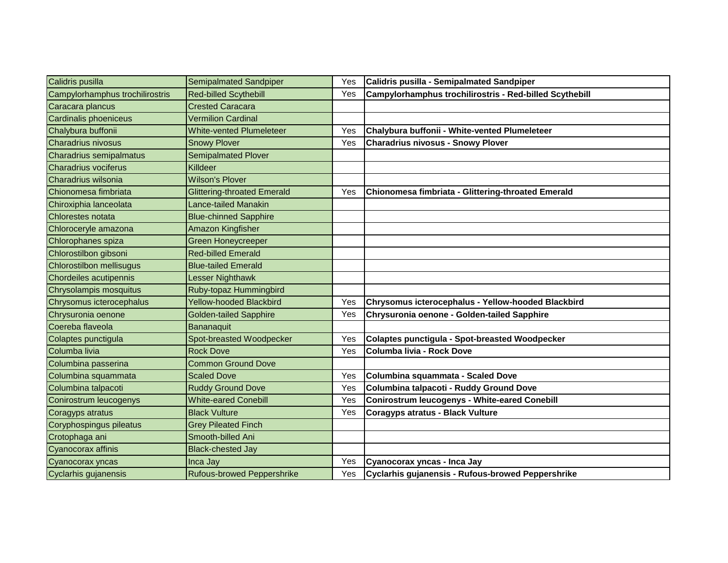| | | | |
|---|---|---|---|
| Calidris pusilla | Semipalmated Sandpiper | Yes | **Calidris pusilla - Semipalmated Sandpiper** |
| Campylorhamphus trochilirostris | Red-billed Scythebill | Yes | **Campylorhamphus trochilirostris - Red-billed Scythebill** |
| Caracara plancus | Crested Caracara | | |
| Cardinalis phoeniceus | Vermilion Cardinal | | |
| Chalybura buffonii | White-vented Plumeleteer | Yes | **Chalybura buffonii - White-vented Plumeleteer** |
| Charadrius nivosus | Snowy Plover | Yes | **Charadrius nivosus - Snowy Plover** |
| Charadrius semipalmatus | Semipalmated Plover | | |
| Charadrius vociferus | Killdeer | | |
| Charadrius wilsonia | Wilson's Plover | | |
| Chionomesa fimbriata | Glittering-throated Emerald | Yes | **Chionomesa fimbriata - Glittering-throated Emerald** |
| Chiroxiphia lanceolata | Lance-tailed Manakin | | |
| Chlorestes notata | Blue-chinned Sapphire | | |
| Chloroceryle amazona | Amazon Kingfisher | | |
| Chlorophanes spiza | Green Honeycreeper | | |
| Chlorostilbon gibsoni | Red-billed Emerald | | |
| Chlorostilbon mellisugus | Blue-tailed Emerald | | |
| Chordeiles acutipennis | Lesser Nighthawk | | |
| Chrysolampis mosquitus | Ruby-topaz Hummingbird | | |
| Chrysomus icterocephalus | Yellow-hooded Blackbird | Yes | **Chrysomus icterocephalus - Yellow-hooded Blackbird** |
| Chrysuronia oenone | Golden-tailed Sapphire | Yes | **Chrysuronia oenone - Golden-tailed Sapphire** |
| Coereba flaveola | Bananaquit | | |
| Colaptes punctigula | Spot-breasted Woodpecker | Yes | **Colaptes punctigula - Spot-breasted Woodpecker** |
| Columba livia | Rock Dove | Yes | **Columba livia - Rock Dove** |
| Columbina passerina | Common Ground Dove | | |
| Columbina squammata | Scaled Dove | Yes | **Columbina squammata - Scaled Dove** |
| Columbina talpacoti | Ruddy Ground Dove | Yes | **Columbina talpacoti - Ruddy Ground Dove** |
| Conirostrum leucogenys | White-eared Conebill | Yes | **Conirostrum leucogenys - White-eared Conebill** |
| Coragyps atratus | Black Vulture | Yes | **Coragyps atratus - Black Vulture** |
| Coryphospingus pileatus | Grey Pileated Finch | | |
| Crotophaga ani | Smooth-billed Ani | | |
| Cyanocorax affinis | Black-chested Jay | | |
| Cyanocorax yncas | Inca Jay | Yes | **Cyanocorax yncas - Inca Jay** |
| Cyclarhis gujanensis | Rufous-browed Peppershrike | Yes | **Cyclarhis gujanensis - Rufous-browed Peppershrike** |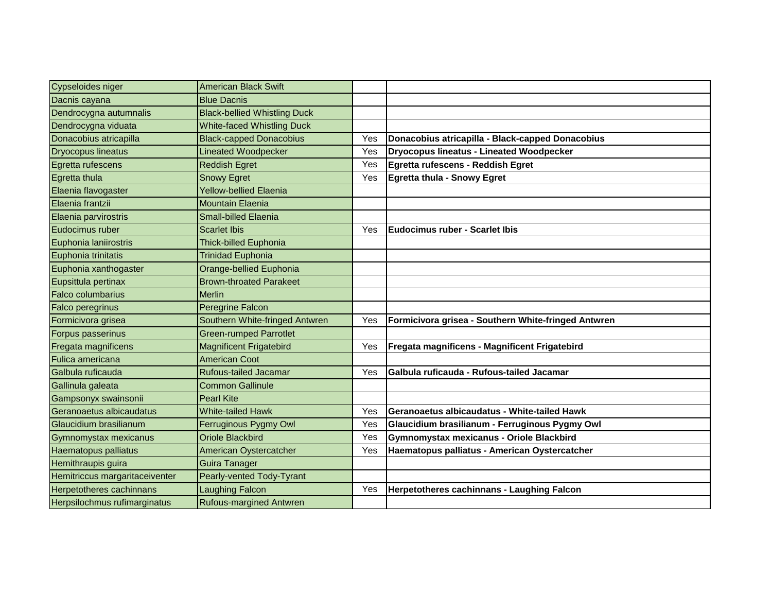| | | | |
|---|---|---|---|
| Cypseloides niger | American Black Swift | | |
| Dacnis cayana | Blue Dacnis | | |
| Dendrocygna autumnalis | Black-bellied Whistling Duck | | |
| Dendrocygna viduata | White-faced Whistling Duck | | |
| Donacobius atricapilla | Black-capped Donacobius | Yes | **Donacobius atricapilla - Black-capped Donacobius** |
| Dryocopus lineatus | Lineated Woodpecker | Yes | **Dryocopus lineatus - Lineated Woodpecker** |
| Egretta rufescens | Reddish Egret | Yes | **Egretta rufescens - Reddish Egret** |
| Egretta thula | Snowy Egret | Yes | **Egretta thula - Snowy Egret** |
| Elaenia flavogaster | Yellow-bellied Elaenia | | |
| Elaenia frantzii | Mountain Elaenia | | |
| Elaenia parvirostris | Small-billed Elaenia | | |
| Eudocimus ruber | Scarlet Ibis | Yes | **Eudocimus ruber - Scarlet Ibis** |
| Euphonia laniirostris | Thick-billed Euphonia | | |
| Euphonia trinitatis | Trinidad Euphonia | | |
| Euphonia xanthogaster | Orange-bellied Euphonia | | |
| Eupsittula pertinax | Brown-throated Parakeet | | |
| Falco columbarius | Merlin | | |
| Falco peregrinus | Peregrine Falcon | | |
| Formicivora grisea | Southern White-fringed Antwren | Yes | **Formicivora grisea - Southern White-fringed Antwren** |
| Forpus passerinus | Green-rumped Parrotlet | | |
| Fregata magnificens | Magnificent Frigatebird | Yes | **Fregata magnificens - Magnificent Frigatebird** |
| Fulica americana | American Coot | | |
| Galbula ruficauda | Rufous-tailed Jacamar | Yes | **Galbula ruficauda - Rufous-tailed Jacamar** |
| Gallinula galeata | Common Gallinule | | |
| Gampsonyx swainsonii | Pearl Kite | | |
| Geranoaetus albicaudatus | White-tailed Hawk | Yes | **Geranoaetus albicaudatus - White-tailed Hawk** |
| Glaucidium brasilianum | Ferruginous Pygmy Owl | Yes | **Glaucidium brasilianum - Ferruginous Pygmy Owl** |
| Gymnomystax mexicanus | Oriole Blackbird | Yes | **Gymnomystax mexicanus - Oriole Blackbird** |
| Haematopus palliatus | American Oystercatcher | Yes | **Haematopus palliatus - American Oystercatcher** |
| Hemithraupis guira | Guira Tanager | | |
| Hemitriccus margaritaceiventer | Pearly-vented Tody-Tyrant | | |
| Herpetotheres cachinnans | Laughing Falcon | Yes | **Herpetotheres cachinnans - Laughing Falcon** |
| Herpsilochmus rufimarginatus | Rufous-margined Antwren | | |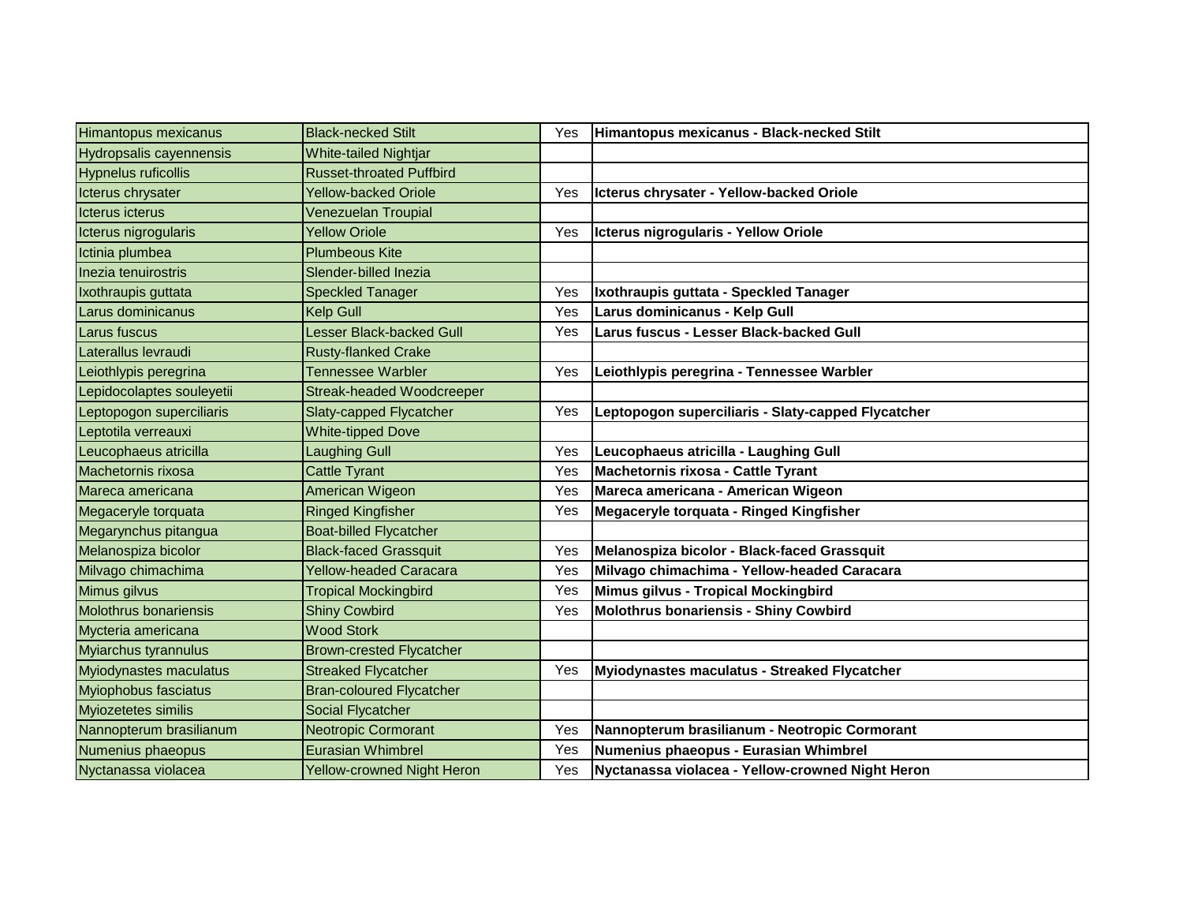| | | | |
|---|---|---|---|
| Himantopus mexicanus | Black-necked Stilt | Yes | **Himantopus mexicanus - Black-necked Stilt** |
| Hydropsalis cayennensis | White-tailed Nightjar | | |
| Hypnelus ruficollis | Russet-throated Puffbird | | |
| Icterus chrysater | Yellow-backed Oriole | Yes | **Icterus chrysater - Yellow-backed Oriole** |
| Icterus icterus | Venezuelan Troupial | | |
| Icterus nigrogularis | Yellow Oriole | Yes | **Icterus nigrogularis - Yellow Oriole** |
| Ictinia plumbea | Plumbeous Kite | | |
| Inezia tenuirostris | Slender-billed Inezia | | |
| Ixothraupis guttata | Speckled Tanager | Yes | **Ixothraupis guttata - Speckled Tanager** |
| Larus dominicanus | Kelp Gull | Yes | **Larus dominicanus - Kelp Gull** |
| Larus fuscus | Lesser Black-backed Gull | Yes | **Larus fuscus - Lesser Black-backed Gull** |
| Laterallus levraudi | Rusty-flanked Crake | | |
| Leiothlypis peregrina | Tennessee Warbler | Yes | **Leiothlypis peregrina - Tennessee Warbler** |
| Lepidocolaptes souleyetii | Streak-headed Woodcreeper | | |
| Leptopogon superciliaris | Slaty-capped Flycatcher | Yes | **Leptopogon superciliaris - Slaty-capped Flycatcher** |
| Leptotila verreauxi | White-tipped Dove | | |
| Leucophaeus atricilla | Laughing Gull | Yes | **Leucophaeus atricilla - Laughing Gull** |
| Machetornis rixosa | Cattle Tyrant | Yes | **Machetornis rixosa - Cattle Tyrant** |
| Mareca americana | American Wigeon | Yes | **Mareca americana - American Wigeon** |
| Megaceryle torquata | Ringed Kingfisher | Yes | **Megaceryle torquata - Ringed Kingfisher** |
| Megarynchus pitangua | Boat-billed Flycatcher | | |
| Melanospiza bicolor | Black-faced Grassquit | Yes | **Melanospiza bicolor - Black-faced Grassquit** |
| Milvago chimachima | Yellow-headed Caracara | Yes | **Milvago chimachima - Yellow-headed Caracara** |
| Mimus gilvus | Tropical Mockingbird | Yes | **Mimus gilvus - Tropical Mockingbird** |
| Molothrus bonariensis | Shiny Cowbird | Yes | **Molothrus bonariensis - Shiny Cowbird** |
| Mycteria americana | Wood Stork | | |
| Myiarchus tyrannulus | Brown-crested Flycatcher | | |
| Myiodynastes maculatus | Streaked Flycatcher | Yes | **Myiodynastes maculatus - Streaked Flycatcher** |
| Myiophobus fasciatus | Bran-coloured Flycatcher | | |
| Myiozetetes similis | Social Flycatcher | | |
| Nannopterum brasilianum | Neotropic Cormorant | Yes | **Nannopterum brasilianum - Neotropic Cormorant** |
| Numenius phaeopus | Eurasian Whimbrel | Yes | **Numenius phaeopus - Eurasian Whimbrel** |
| Nyctanassa violacea | Yellow-crowned Night Heron | Yes | **Nyctanassa violacea - Yellow-crowned Night Heron** |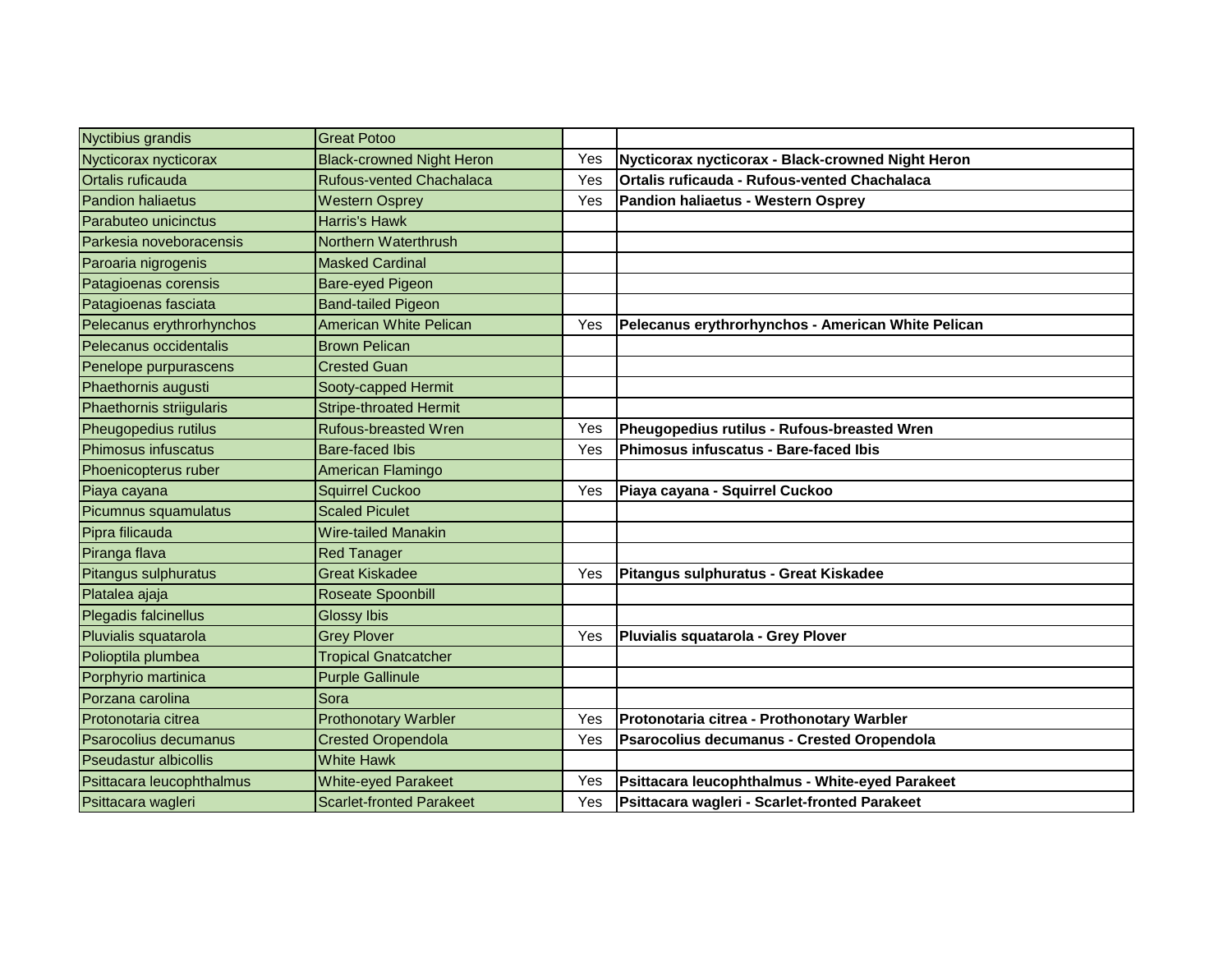| Nyctibius grandis | Great Potoo | | |
|---|---|---|---|
| Nycticorax nycticorax | Black-crowned Night Heron | Yes | **Nycticorax nycticorax - Black-crowned Night Heron** |
| Ortalis ruficauda | Rufous-vented Chachalaca | Yes | **Ortalis ruficauda - Rufous-vented Chachalaca** |
| Pandion haliaetus | Western Osprey | Yes | **Pandion haliaetus - Western Osprey** |
| Parabuteo unicinctus | Harris's Hawk | | |
| Parkesia noveboracensis | Northern Waterthrush | | |
| Paroaria nigrogenis | Masked Cardinal | | |
| Patagioenas corensis | Bare-eyed Pigeon | | |
| Patagioenas fasciata | Band-tailed Pigeon | | |
| Pelecanus erythrorhynchos | American White Pelican | Yes | **Pelecanus erythrorhynchos - American White Pelican** |
| Pelecanus occidentalis | Brown Pelican | | |
| Penelope purpurascens | Crested Guan | | |
| Phaethornis augusti | Sooty-capped Hermit | | |
| Phaethornis striigularis | Stripe-throated Hermit | | |
| Pheugopedius rutilus | Rufous-breasted Wren | Yes | **Pheugopedius rutilus - Rufous-breasted Wren** |
| Phimosus infuscatus | Bare-faced Ibis | Yes | **Phimosus infuscatus - Bare-faced Ibis** |
| Phoenicopterus ruber | American Flamingo | | |
| Piaya cayana | Squirrel Cuckoo | Yes | **Piaya cayana - Squirrel Cuckoo** |
| Picumnus squamulatus | Scaled Piculet | | |
| Pipra filicauda | Wire-tailed Manakin | | |
| Piranga flava | Red Tanager | | |
| Pitangus sulphuratus | Great Kiskadee | Yes | **Pitangus sulphuratus - Great Kiskadee** |
| Platalea ajaja | Roseate Spoonbill | | |
| Plegadis falcinellus | Glossy Ibis | | |
| Pluvialis squatarola | Grey Plover | Yes | **Pluvialis squatarola - Grey Plover** |
| Polioptila plumbea | Tropical Gnatcatcher | | |
| Porphyrio martinica | Purple Gallinule | | |
| Porzana carolina | Sora | | |
| Protonotaria citrea | Prothonotary Warbler | Yes | **Protonotaria citrea - Prothonotary Warbler** |
| Psarocolius decumanus | Crested Oropendola | Yes | **Psarocolius decumanus - Crested Oropendola** |
| Pseudastur albicollis | White Hawk | | |
| Psittacara leucophthalmus | White-eyed Parakeet | Yes | **Psittacara leucophthalmus - White-eyed Parakeet** |
| Psittacara wagleri | Scarlet-fronted Parakeet | Yes | **Psittacara wagleri - Scarlet-fronted Parakeet** |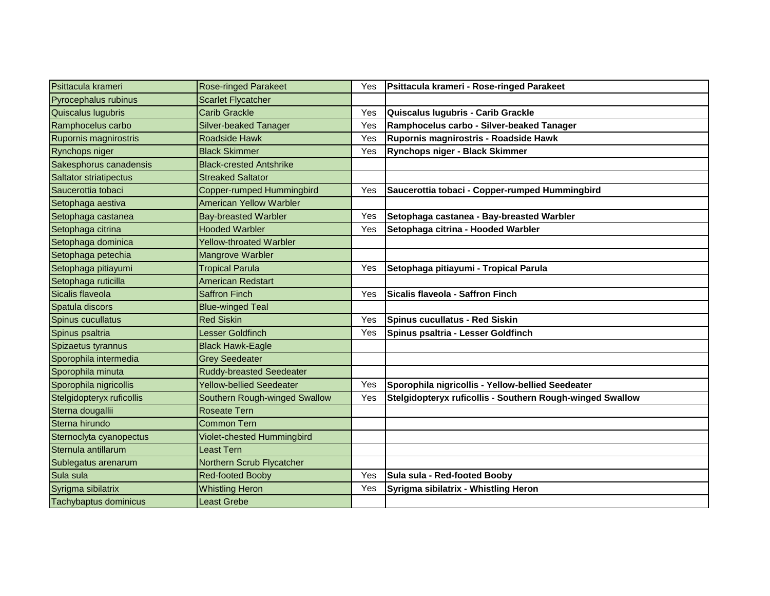| | | | |
|---|---|---|---|
| Psittacula krameri | Rose-ringed Parakeet | Yes | **Psittacula krameri - Rose-ringed Parakeet** |
| Pyrocephalus rubinus | Scarlet Flycatcher | | |
| Quiscalus lugubris | Carib Grackle | Yes | **Quiscalus lugubris - Carib Grackle** |
| Ramphocelus carbo | Silver-beaked Tanager | Yes | **Ramphocelus carbo - Silver-beaked Tanager** |
| Rupornis magnirostris | Roadside Hawk | Yes | **Rupornis magnirostris - Roadside Hawk** |
| Rynchops niger | Black Skimmer | Yes | **Rynchops niger - Black Skimmer** |
| Sakesphorus canadensis | Black-crested Antshrike | | |
| Saltator striatipectus | Streaked Saltator | | |
| Saucerottia tobaci | Copper-rumped Hummingbird | Yes | **Saucerottia tobaci - Copper-rumped Hummingbird** |
| Setophaga aestiva | American Yellow Warbler | | |
| Setophaga castanea | Bay-breasted Warbler | Yes | **Setophaga castanea - Bay-breasted Warbler** |
| Setophaga citrina | Hooded Warbler | Yes | **Setophaga citrina - Hooded Warbler** |
| Setophaga dominica | Yellow-throated Warbler | | |
| Setophaga petechia | Mangrove Warbler | | |
| Setophaga pitiayumi | Tropical Parula | Yes | **Setophaga pitiayumi - Tropical Parula** |
| Setophaga ruticilla | American Redstart | | |
| Sicalis flaveola | Saffron Finch | Yes | **Sicalis flaveola - Saffron Finch** |
| Spatula discors | Blue-winged Teal | | |
| Spinus cucullatus | Red Siskin | Yes | **Spinus cucullatus - Red Siskin** |
| Spinus psaltria | Lesser Goldfinch | Yes | **Spinus psaltria - Lesser Goldfinch** |
| Spizaetus tyrannus | Black Hawk-Eagle | | |
| Sporophila intermedia | Grey Seedeater | | |
| Sporophila minuta | Ruddy-breasted Seedeater | | |
| Sporophila nigricollis | Yellow-bellied Seedeater | Yes | **Sporophila nigricollis - Yellow-bellied Seedeater** |
| Stelgidopteryx ruficollis | Southern Rough-winged Swallow | Yes | **Stelgidopteryx ruficollis - Southern Rough-winged Swallow** |
| Sterna dougallii | Roseate Tern | | |
| Sterna hirundo | Common Tern | | |
| Sternoclyta cyanopectus | Violet-chested Hummingbird | | |
| Sternula antillarum | Least Tern | | |
| Sublegatus arenarum | Northern Scrub Flycatcher | | |
| Sula sula | Red-footed Booby | Yes | **Sula sula - Red-footed Booby** |
| Syrigma sibilatrix | Whistling Heron | Yes | **Syrigma sibilatrix - Whistling Heron** |
| Tachybaptus dominicus | Least Grebe | | |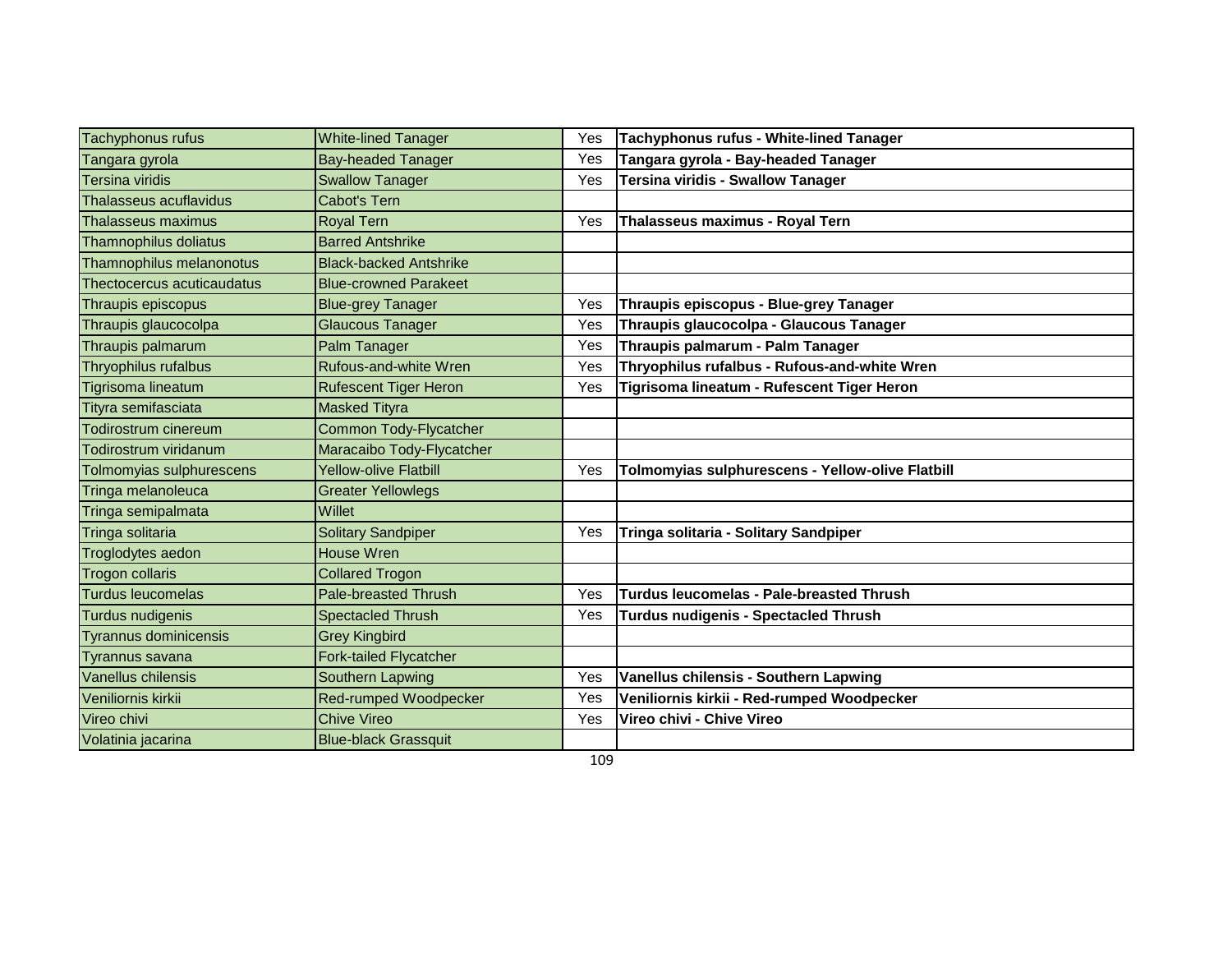| | | | |
|---|---|---|---|
| Tachyphonus rufus | White-lined Tanager | Yes | **Tachyphonus rufus - White-lined Tanager** |
| Tangara gyrola | Bay-headed Tanager | Yes | **Tangara gyrola - Bay-headed Tanager** |
| Tersina viridis | Swallow Tanager | Yes | **Tersina viridis - Swallow Tanager** |
| Thalasseus acuflavidus | Cabot's Tern | | |
| Thalasseus maximus | Royal Tern | Yes | **Thalasseus maximus - Royal Tern** |
| Thamnophilus doliatus | Barred Antshrike | | |
| Thamnophilus melanonotus | Black-backed Antshrike | | |
| Thectocercus acuticaudatus | Blue-crowned Parakeet | | |
| Thraupis episcopus | Blue-grey Tanager | Yes | **Thraupis episcopus - Blue-grey Tanager** |
| Thraupis glaucocolpa | Glaucous Tanager | Yes | **Thraupis glaucocolpa - Glaucous Tanager** |
| Thraupis palmarum | Palm Tanager | Yes | **Thraupis palmarum - Palm Tanager** |
| Thryophilus rufalbus | Rufous-and-white Wren | Yes | **Thryophilus rufalbus - Rufous-and-white Wren** |
| Tigrisoma lineatum | Rufescent Tiger Heron | Yes | **Tigrisoma lineatum - Rufescent Tiger Heron** |
| Tityra semifasciata | Masked Tityra | | |
| Todirostrum cinereum | Common Tody-Flycatcher | | |
| Todirostrum viridanum | Maracaibo Tody-Flycatcher | | |
| Tolmomyias sulphurescens | Yellow-olive Flatbill | Yes | **Tolmomyias sulphurescens - Yellow-olive Flatbill** |
| Tringa melanoleuca | Greater Yellowlegs | | |
| Tringa semipalmata | Willet | | |
| Tringa solitaria | Solitary Sandpiper | Yes | **Tringa solitaria - Solitary Sandpiper** |
| Troglodytes aedon | House Wren | | |
| Trogon collaris | Collared Trogon | | |
| Turdus leucomelas | Pale-breasted Thrush | Yes | **Turdus leucomelas - Pale-breasted Thrush** |
| Turdus nudigenis | Spectacled Thrush | Yes | **Turdus nudigenis - Spectacled Thrush** |
| Tyrannus dominicensis | Grey Kingbird | | |
| Tyrannus savana | Fork-tailed Flycatcher | | |
| Vanellus chilensis | Southern Lapwing | Yes | **Vanellus chilensis - Southern Lapwing** |
| Veniliornis kirkii | Red-rumped Woodpecker | Yes | **Veniliornis kirkii - Red-rumped Woodpecker** |
| Vireo chivi | Chive Vireo | Yes | **Vireo chivi - Chive Vireo** |
| Volatinia jacarina | Blue-black Grassquit | | |